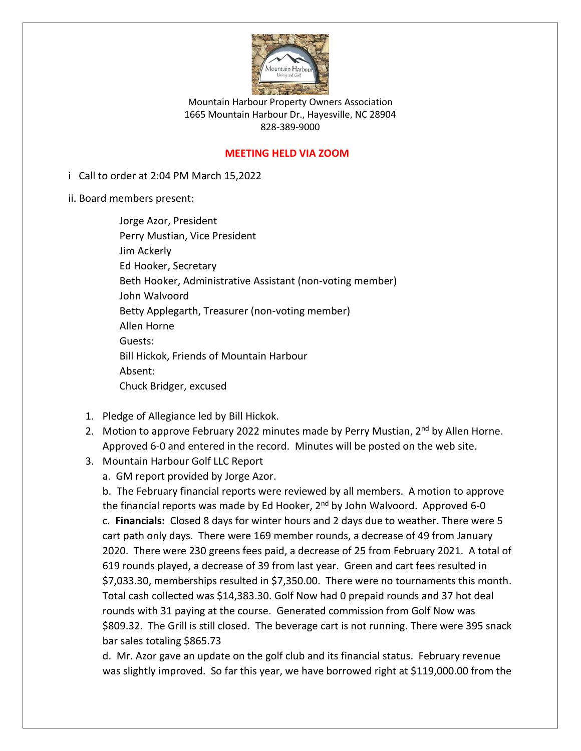Mountain Harbour Property Owners Association
1665 Mountain Harbour Dr., Hayesville, NC 28904
828-389-9000

**MEETING HELD VIA ZOOM**

i Call to order at 2:04 PM March 15,2022

ii. Board members present:

Jorge Azor, President
Perry Mustian, Vice President
Jim Ackerly
Ed Hooker, Secretary
Beth Hooker, Administrative Assistant (non-voting member)
John Walvoord
Betty Applegarth, Treasurer (non-voting member)
Allen Horne
Guests:
Bill Hickok, Friends of Mountain Harbour
Absent:
Chuck Bridger, excused

1. Pledge of Allegiance led by Bill Hickok.
2. Motion to approve February 2022 minutes made by Perry Mustian, 2nd by Allen Horne. Approved 6-0 and entered in the record. Minutes will be posted on the web site.
3. Mountain Harbour Golf LLC Report
   a. GM report provided by Jorge Azor.
   b. The February financial reports were reviewed by all members. A motion to approve the financial reports was made by Ed Hooker, 2nd by John Walvoord. Approved 6-0
   c. **Financials:** Closed 8 days for winter hours and 2 days due to weather. There were 5 cart path only days. There were 169 member rounds, a decrease of 49 from January 2020. There were 230 greens fees paid, a decrease of 25 from February 2021. A total of 619 rounds played, a decrease of 39 from last year. Green and cart fees resulted in $7,033.30, memberships resulted in $7,350.00. There were no tournaments this month. Total cash collected was $14,383.30. Golf Now had 0 prepaid rounds and 37 hot deal rounds with 31 paying at the course. Generated commission from Golf Now was $809.32. The Grill is still closed. The beverage cart is not running. There were 395 snack bar sales totaling $865.73
   d. Mr. Azor gave an update on the golf club and its financial status. February revenue was slightly improved. So far this year, we have borrowed right at $119,000.00 from the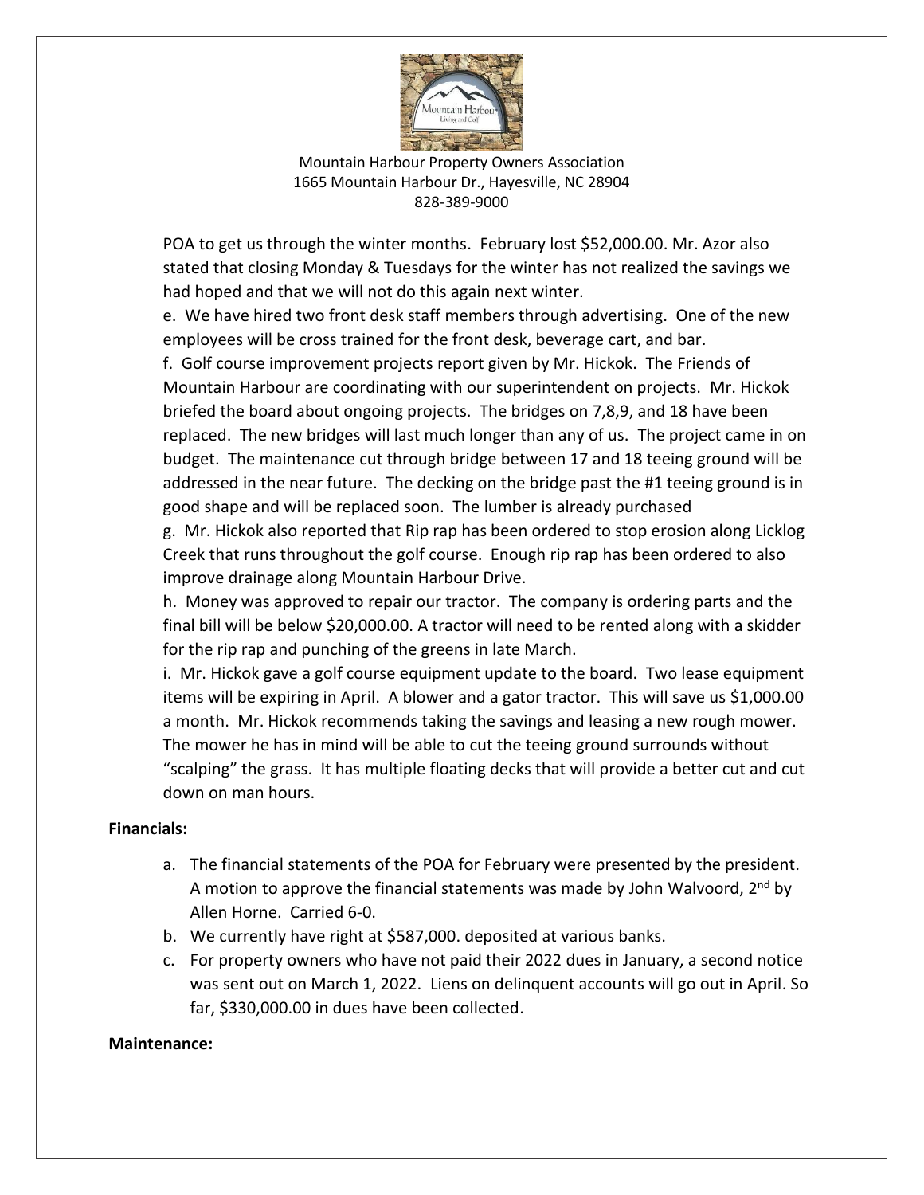POA to get us through the winter months. February lost $52,000.00. Mr. Azor also stated that closing Monday & Tuesdays for the winter has not realized the savings we had hoped and that we will not do this again next winter.

e. We have hired two front desk staff members through advertising. One of the new employees will be cross trained for the front desk, beverage cart, and bar.

f. Golf course improvement projects report given by Mr. Hickok. The Friends of Mountain Harbour are coordinating with our superintendent on projects. Mr. Hickok briefed the board about ongoing projects. The bridges on 7,8,9, and 18 have been replaced. The new bridges will last much longer than any of us. The project came in on budget. The maintenance cut through bridge between 17 and 18 teeing ground will be addressed in the near future. The decking on the bridge past the #1 teeing ground is in good shape and will be replaced soon. The lumber is already purchased

g. Mr. Hickok also reported that Rip rap has been ordered to stop erosion along Licklog Creek that runs throughout the golf course. Enough rip rap has been ordered to also improve drainage along Mountain Harbour Drive.

h. Money was approved to repair our tractor. The company is ordering parts and the final bill will be below $20,000.00. A tractor will need to be rented along with a skidder for the rip rap and punching of the greens in late March.

i. Mr. Hickok gave a golf course equipment update to the board. Two lease equipment items will be expiring in April. A blower and a gator tractor. This will save us $1,000.00 a month. Mr. Hickok recommends taking the savings and leasing a new rough mower. The mower he has in mind will be able to cut the teeing ground surrounds without "scalping" the grass. It has multiple floating decks that will provide a better cut and cut down on man hours.

**Financials:**

a. The financial statements of the POA for February were presented by the president. A motion to approve the financial statements was made by John Walvoord, 2nd by Allen Horne. Carried 6-0.
b. We currently have right at $587,000. deposited at various banks.
c. For property owners who have not paid their 2022 dues in January, a second notice was sent out on March 1, 2022. Liens on delinquent accounts will go out in April. So far, $330,000.00 in dues have been collected.

**Maintenance:**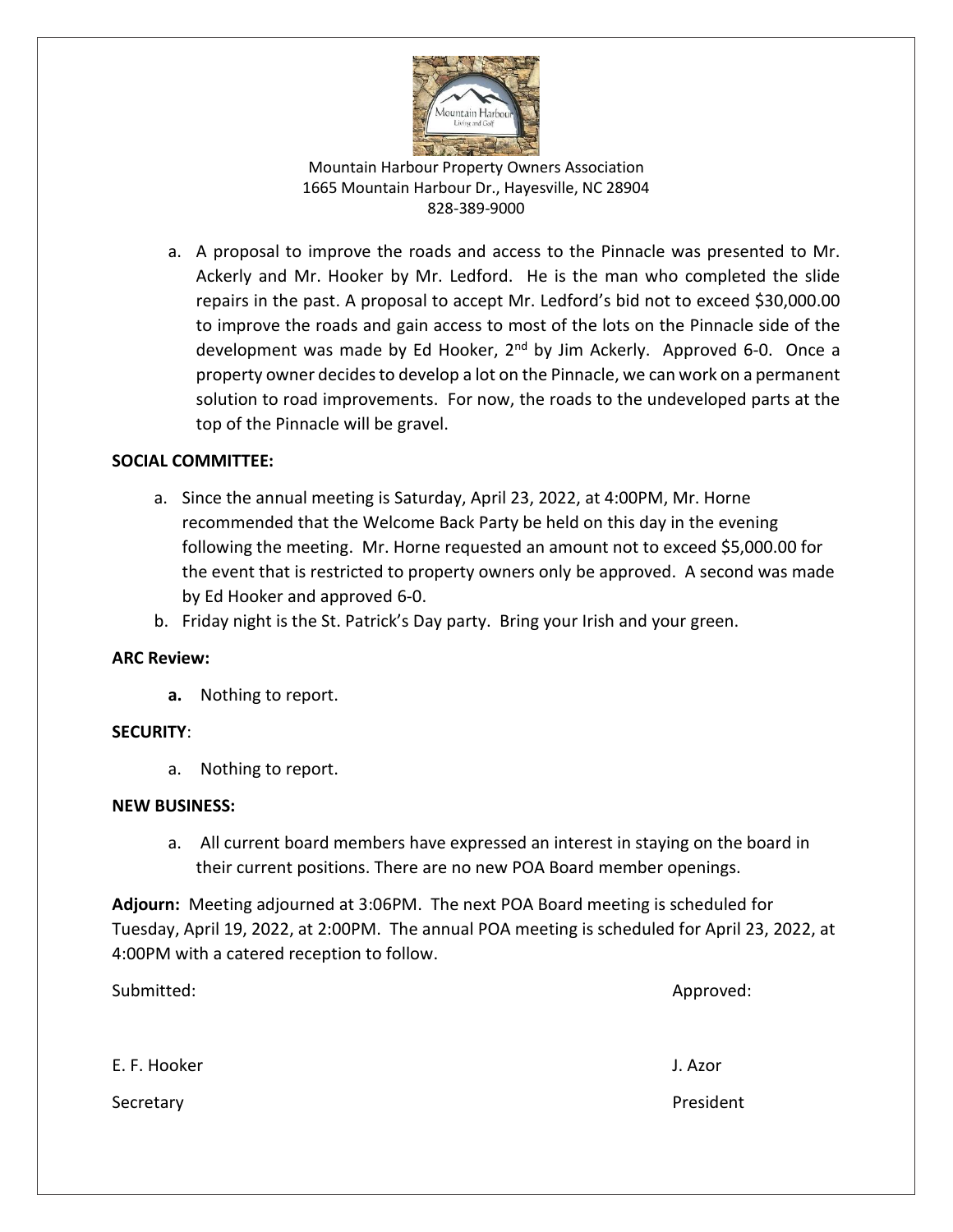Mountain Harbour Property Owners Association
1665 Mountain Harbour Dr., Hayesville, NC 28904
828-389-9000

a. A proposal to improve the roads and access to the Pinnacle was presented to Mr. Ackerly and Mr. Hooker by Mr. Ledford. He is the man who completed the slide repairs in the past. A proposal to accept Mr. Ledford's bid not to exceed $30,000.00 to improve the roads and gain access to most of the lots on the Pinnacle side of the development was made by Ed Hooker, 2nd by Jim Ackerly. Approved 6-0. Once a property owner decides to develop a lot on the Pinnacle, we can work on a permanent solution to road improvements. For now, the roads to the undeveloped parts at the top of the Pinnacle will be gravel.

**SOCIAL COMMITTEE:**

a. Since the annual meeting is Saturday, April 23, 2022, at 4:00PM, Mr. Horne recommended that the Welcome Back Party be held on this day in the evening following the meeting. Mr. Horne requested an amount not to exceed $5,000.00 for the event that is restricted to property owners only be approved. A second was made by Ed Hooker and approved 6-0.
b. Friday night is the St. Patrick's Day party. Bring your Irish and your green.

**ARC Review:**

**a.** Nothing to report.

**SECURITY**:

a. Nothing to report.

**NEW BUSINESS:**

a. All current board members have expressed an interest in staying on the board in their current positions. There are no new POA Board member openings.

**Adjourn:** Meeting adjourned at 3:06PM. The next POA Board meeting is scheduled for Tuesday, April 19, 2022, at 2:00PM. The annual POA meeting is scheduled for April 23, 2022, at 4:00PM with a catered reception to follow.

Submitted: Approved:

E. F. Hooker J. Azor

Secretary President